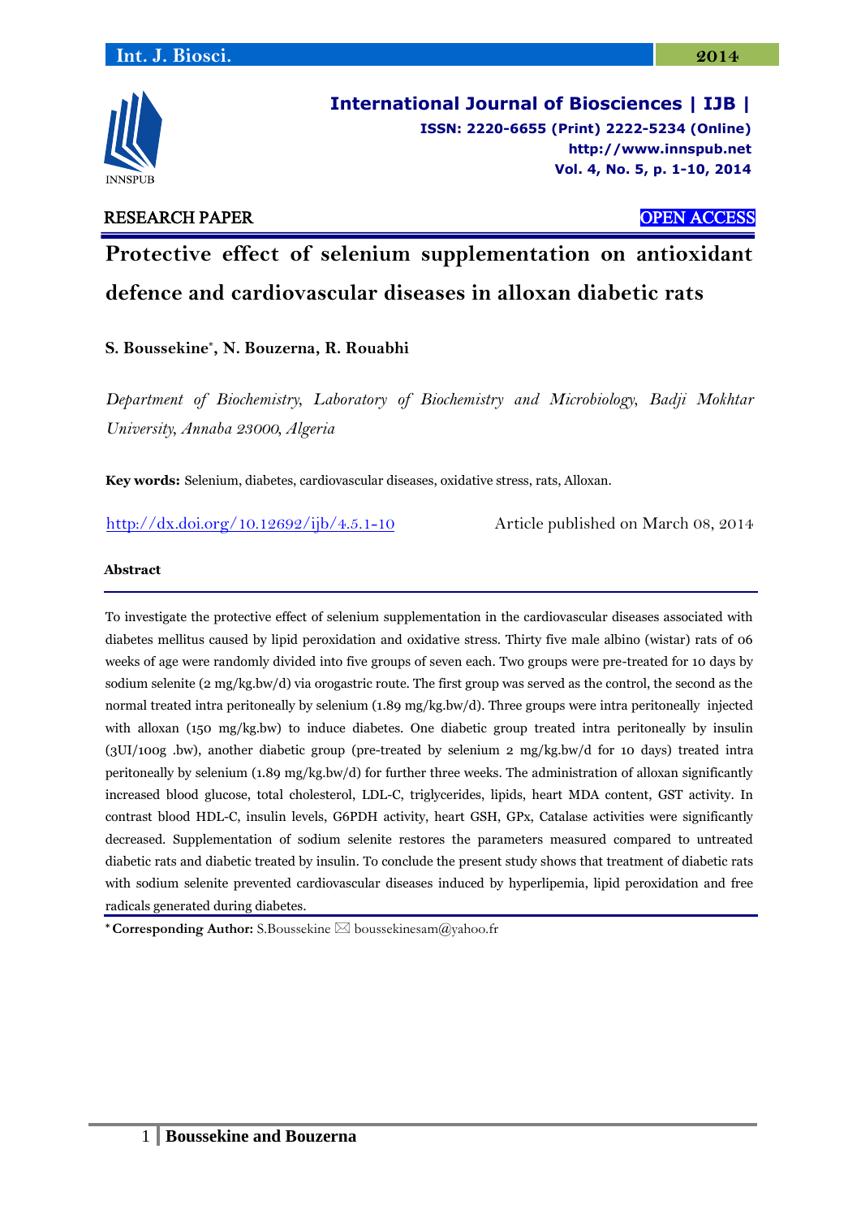RESEARCH PAPER

OPEN ACCESS

# Protective effect of selenium supplementation on antioxidant defence and cardiovascular diseases in alloxan diabetic rats

**S. Boussekine*, N. Bouzerna, R. Rouabhi**

*Department of Biochemistry, Laboratory of Biochemistry and Microbiology, Badji Mokhtar University, Annaba 23000, Algeria*

**Key words:** Selenium, diabetes, cardiovascular diseases, oxidative stress, rats, Alloxan.

http://dx.doi.org/10.12692/ijb/4.5.1-10

Article published on March 08, 2014

## Abstract

To investigate the protective effect of selenium supplementation in the cardiovascular diseases associated with diabetes mellitus caused by lipid peroxidation and oxidative stress. Thirty five male albino (wistar) rats of 06 weeks of age were randomly divided into five groups of seven each. Two groups were pre-treated for 10 days by sodium selenite (2 mg/kg.bw/d) via orogastric route. The first group was served as the control, the second as the normal treated intra peritoneally by selenium (1.89 mg/kg.bw/d). Three groups were intra peritoneally injected with alloxan (150 mg/kg.bw) to induce diabetes. One diabetic group treated intra peritoneally by insulin (3UI/100g .bw), another diabetic group (pre-treated by selenium 2 mg/kg.bw/d for 10 days) treated intra peritoneally by selenium (1.89 mg/kg.bw/d) for further three weeks. The administration of alloxan significantly increased blood glucose, total cholesterol, LDL-C, triglycerides, lipids, heart MDA content, GST activity. In contrast blood HDL-C, insulin levels, G6PDH activity, heart GSH, GPx, Catalase activities were significantly decreased. Supplementation of sodium selenite restores the parameters measured compared to untreated diabetic rats and diabetic treated by insulin. To conclude the present study shows that treatment of diabetic rats with sodium selenite prevented cardiovascular diseases induced by hyperlipemia, lipid peroxidation and free radicals generated during diabetes.

* **Corresponding Author:** S.Boussekine ✉ boussekinesam@yahoo.fr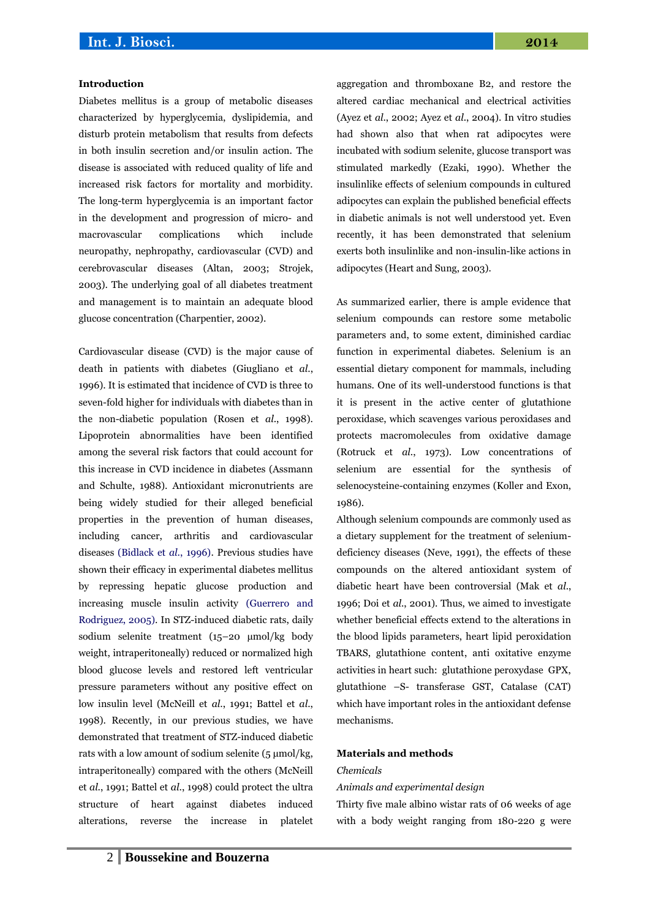## Introduction

Diabetes mellitus is a group of metabolic diseases characterized by hyperglycemia, dyslipidemia, and disturb protein metabolism that results from defects in both insulin secretion and/or insulin action. The disease is associated with reduced quality of life and increased risk factors for mortality and morbidity. The long-term hyperglycemia is an important factor in the development and progression of micro- and macrovascular complications which include neuropathy, nephropathy, cardiovascular (CVD) and cerebrovascular diseases (Altan, 2003; Strojek, 2003). The underlying goal of all diabetes treatment and management is to maintain an adequate blood glucose concentration (Charpentier, 2002).

Cardiovascular disease (CVD) is the major cause of death in patients with diabetes (Giugliano et *al.*, 1996). It is estimated that incidence of CVD is three to seven-fold higher for individuals with diabetes than in the non-diabetic population (Rosen et *al.*, 1998). Lipoprotein abnormalities have been identified among the several risk factors that could account for this increase in CVD incidence in diabetes (Assmann and Schulte, 1988). Antioxidant micronutrients are being widely studied for their alleged beneficial properties in the prevention of human diseases, including cancer, arthritis and cardiovascular diseases (Bidlack et *al.*, 1996). Previous studies have shown their efficacy in experimental diabetes mellitus by repressing hepatic glucose production and increasing muscle insulin activity (Guerrero and Rodriguez, 2005). In STZ-induced diabetic rats, daily sodium selenite treatment (15–20 µmol/kg body weight, intraperitoneally) reduced or normalized high blood glucose levels and restored left ventricular pressure parameters without any positive effect on low insulin level (McNeill et *al.*, 1991; Battel et *al.*, 1998). Recently, in our previous studies, we have demonstrated that treatment of STZ-induced diabetic rats with a low amount of sodium selenite (5 µmol/kg, intraperitoneally) compared with the others (McNeill et *al.*, 1991; Battel et *al.*, 1998) could protect the ultra structure of heart against diabetes induced alterations, reverse the increase in platelet aggregation and thromboxane B2, and restore the altered cardiac mechanical and electrical activities (Ayez et *al.*, 2002; Ayez et *al.*, 2004). In vitro studies had shown also that when rat adipocytes were incubated with sodium selenite, glucose transport was stimulated markedly (Ezaki, 1990). Whether the insulinlike effects of selenium compounds in cultured adipocytes can explain the published beneficial effects in diabetic animals is not well understood yet. Even recently, it has been demonstrated that selenium exerts both insulinlike and non-insulin-like actions in adipocytes (Heart and Sung, 2003).

As summarized earlier, there is ample evidence that selenium compounds can restore some metabolic parameters and, to some extent, diminished cardiac function in experimental diabetes. Selenium is an essential dietary component for mammals, including humans. One of its well-understood functions is that it is present in the active center of glutathione peroxidase, which scavenges various peroxidases and protects macromolecules from oxidative damage (Rotruck et *al.*, 1973). Low concentrations of selenium are essential for the synthesis of selenocysteine-containing enzymes (Koller and Exon, 1986).

Although selenium compounds are commonly used as a dietary supplement for the treatment of selenium-deficiency diseases (Neve, 1991), the effects of these compounds on the altered antioxidant system of diabetic heart have been controversial (Mak et *al.*, 1996; Doi et *al.*, 2001). Thus, we aimed to investigate whether beneficial effects extend to the alterations in the blood lipids parameters, heart lipid peroxidation TBARS, glutathione content, anti oxitative enzyme activities in heart such: glutathione peroxydase GPX, glutathione –S- transferase GST, Catalase (CAT) which have important roles in the antioxidant defense mechanisms.

## Materials and methods

*Chemicals*

*Animals and experimental design*

Thirty five male albino wistar rats of 06 weeks of age with a body weight ranging from 180-220 g were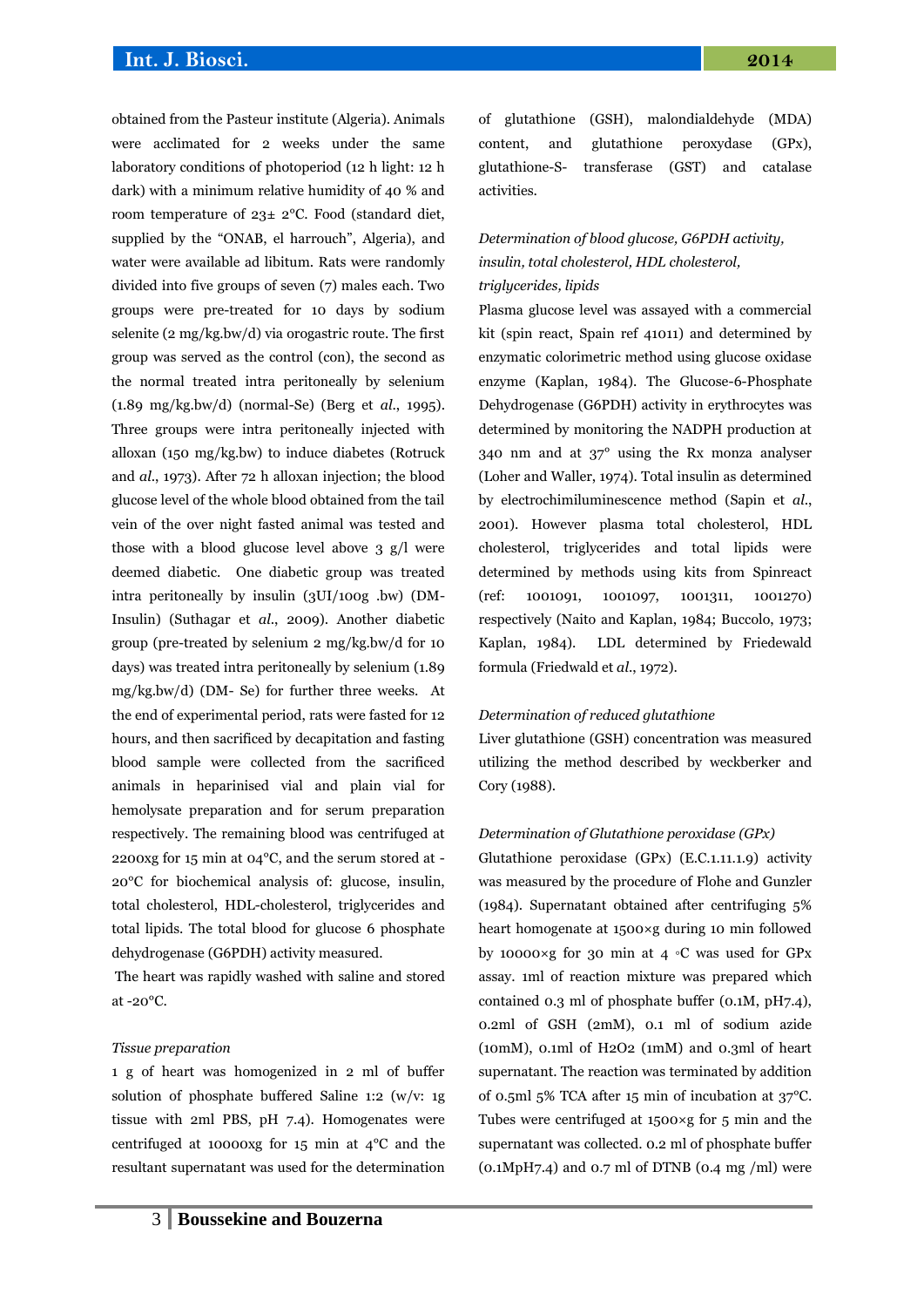obtained from the Pasteur institute (Algeria). Animals were acclimated for 2 weeks under the same laboratory conditions of photoperiod (12 h light: 12 h dark) with a minimum relative humidity of 40 % and room temperature of 23± 2°C. Food (standard diet, supplied by the "ONAB, el harrouch", Algeria), and water were available ad libitum. Rats were randomly divided into five groups of seven (7) males each. Two groups were pre-treated for 10 days by sodium selenite (2 mg/kg.bw/d) via orogastric route. The first group was served as the control (con), the second as the normal treated intra peritoneally by selenium (1.89 mg/kg.bw/d) (normal-Se) (Berg et *al*., 1995). Three groups were intra peritoneally injected with alloxan (150 mg/kg.bw) to induce diabetes (Rotruck and *al*., 1973). After 72 h alloxan injection; the blood glucose level of the whole blood obtained from the tail vein of the over night fasted animal was tested and those with a blood glucose level above 3 g/l were deemed diabetic. One diabetic group was treated intra peritoneally by insulin (3UI/100g .bw) (DM-Insulin) (Suthagar et *al*., 2009). Another diabetic group (pre-treated by selenium 2 mg/kg.bw/d for 10 days) was treated intra peritoneally by selenium (1.89 mg/kg.bw/d) (DM- Se) for further three weeks. At the end of experimental period, rats were fasted for 12 hours, and then sacrificed by decapitation and fasting blood sample were collected from the sacrificed animals in heparinised vial and plain vial for hemolysate preparation and for serum preparation respectively. The remaining blood was centrifuged at 2200xg for 15 min at 04°C, and the serum stored at -20°C for biochemical analysis of: glucose, insulin, total cholesterol, HDL-cholesterol, triglycerides and total lipids. The total blood for glucose 6 phosphate dehydrogenase (G6PDH) activity measured.

The heart was rapidly washed with saline and stored at -20°C.

*Tissue preparation*

1 g of heart was homogenized in 2 ml of buffer solution of phosphate buffered Saline 1:2 (w/v: 1g tissue with 2ml PBS, pH 7.4). Homogenates were centrifuged at 10000xg for 15 min at 4°C and the resultant supernatant was used for the determination of glutathione (GSH), malondialdehyde (MDA) content, and glutathione peroxydase (GPx), glutathione-S- transferase (GST) and catalase activities.

*Determination of blood glucose, G6PDH activity, insulin, total cholesterol, HDL cholesterol, triglycerides, lipids*

Plasma glucose level was assayed with a commercial kit (spin react, Spain ref 41011) and determined by enzymatic colorimetric method using glucose oxidase enzyme (Kaplan, 1984). The Glucose-6-Phosphate Dehydrogenase (G6PDH) activity in erythrocytes was determined by monitoring the NADPH production at 340 nm and at 37° using the Rx monza analyser (Loher and Waller, 1974). Total insulin as determined by electrochimiluminescence method (Sapin et *al*., 2001). However plasma total cholesterol, HDL cholesterol, triglycerides and total lipids were determined by methods using kits from Spinreact (ref: 1001091, 1001097, 1001311, 1001270) respectively (Naito and Kaplan, 1984; Buccolo, 1973; Kaplan, 1984). LDL determined by Friedewald formula (Friedwald et *al*., 1972).

*Determination of reduced glutathione*

Liver glutathione (GSH) concentration was measured utilizing the method described by weckberker and Cory (1988).

*Determination of Glutathione peroxidase (GPx)*

Glutathione peroxidase (GPx) (E.C.1.11.1.9) activity was measured by the procedure of Flohe and Gunzler (1984). Supernatant obtained after centrifuging 5% heart homogenate at 1500×g during 10 min followed by 10000×g for 30 min at 4 °C was used for GPx assay. 1ml of reaction mixture was prepared which contained 0.3 ml of phosphate buffer (0.1M, pH7.4), 0.2ml of GSH (2mM), 0.1 ml of sodium azide (10mM), 0.1ml of $H_2O_2$ (1mM) and 0.3ml of heart supernatant. The reaction was terminated by addition of 0.5ml 5% TCA after 15 min of incubation at 37°C. Tubes were centrifuged at 1500×g for 5 min and the supernatant was collected. 0.2 ml of phosphate buffer (0.1MpH7.4) and 0.7 ml of DTNB (0.4 mg /ml) were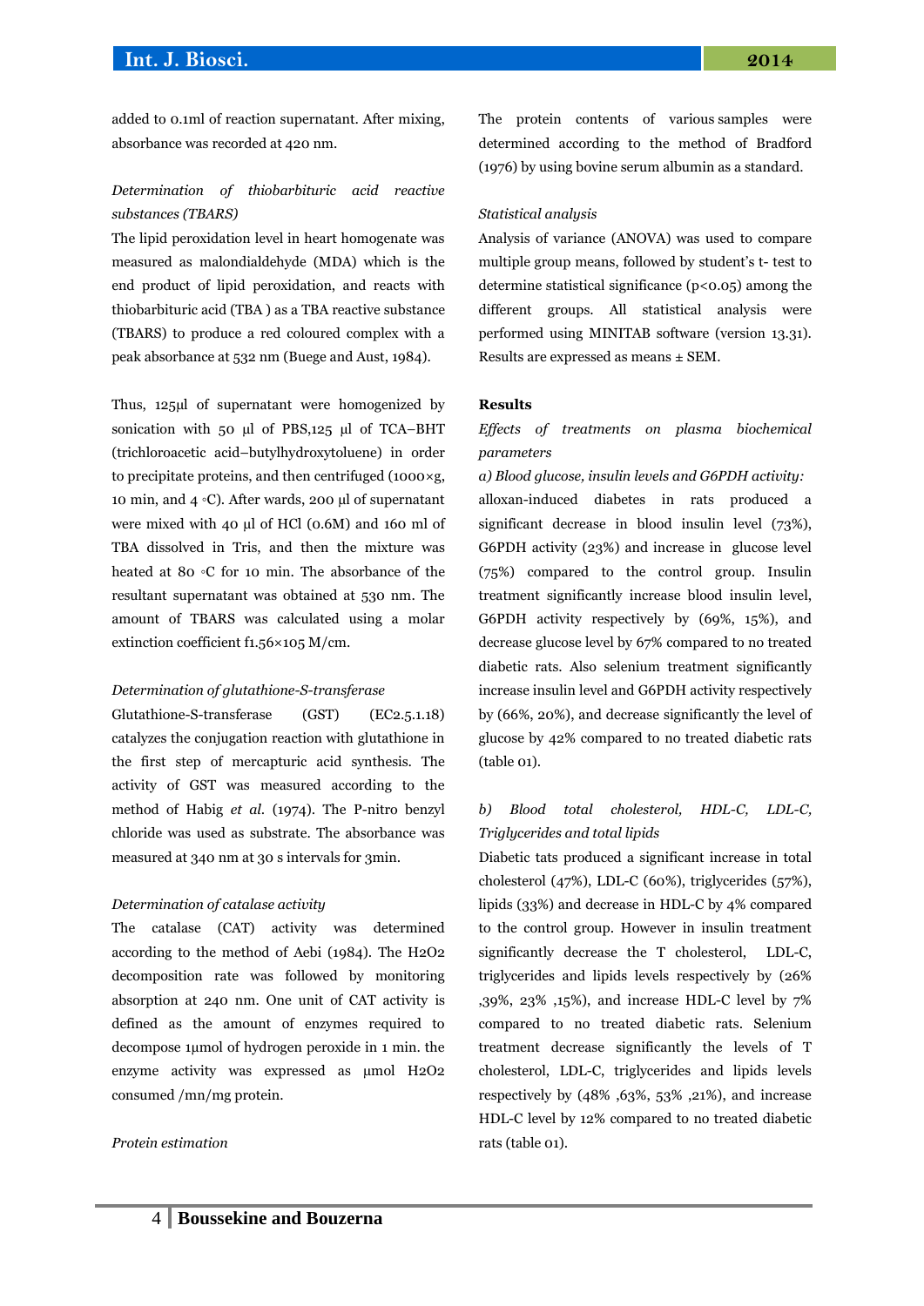added to 0.1ml of reaction supernatant. After mixing, absorbance was recorded at 420 nm.

*Determination of thiobarbituric acid reactive substances (TBARS)*

The lipid peroxidation level in heart homogenate was measured as malondialdehyde (MDA) which is the end product of lipid peroxidation, and reacts with thiobarbituric acid (TBA ) as a TBA reactive substance (TBARS) to produce a red coloured complex with a peak absorbance at 532 nm (Buege and Aust, 1984).

Thus, 125µl of supernatant were homogenized by sonication with 50 µl of PBS,125 µl of TCA–BHT (trichloroacetic acid–butylhydroxytoluene) in order to precipitate proteins, and then centrifuged (1000×g, 10 min, and 4 ◦C). After wards, 200 µl of supernatant were mixed with 40 µl of HCl (0.6M) and 160 ml of TBA dissolved in Tris, and then the mixture was heated at 80 ◦C for 10 min. The absorbance of the resultant supernatant was obtained at 530 nm. The amount of TBARS was calculated using a molar extinction coefficient f1.56×105 M/cm.

*Determination of glutathione-S-transferase*

Glutathione-S-transferase (GST) (EC2.5.1.18) catalyzes the conjugation reaction with glutathione in the first step of mercapturic acid synthesis. The activity of GST was measured according to the method of Habig *et al.* (1974). The P-nitro benzyl chloride was used as substrate. The absorbance was measured at 340 nm at 30 s intervals for 3min.

*Determination of catalase activity*

The catalase (CAT) activity was determined according to the method of Aebi (1984). The H2O2 decomposition rate was followed by monitoring absorption at 240 nm. One unit of CAT activity is defined as the amount of enzymes required to decompose 1µmol of hydrogen peroxide in 1 min. the enzyme activity was expressed as µmol H2O2 consumed /mn/mg protein.

*Protein estimation*

The protein contents of various samples were determined according to the method of Bradford (1976) by using bovine serum albumin as a standard.

*Statistical analysis*

Analysis of variance (ANOVA) was used to compare multiple group means, followed by student's t- test to determine statistical significance ($p<0.05$) among the different groups. All statistical analysis were performed using MINITAB software (version 13.31). Results are expressed as means ± SEM.

**Results**

*Effects of treatments on plasma biochemical parameters*

*a) Blood glucose, insulin levels and G6PDH activity:*
alloxan-induced diabetes in rats produced a significant decrease in blood insulin level (73%), G6PDH activity (23%) and increase in glucose level (75%) compared to the control group. Insulin treatment significantly increase blood insulin level, G6PDH activity respectively by (69%, 15%), and decrease glucose level by 67% compared to no treated diabetic rats. Also selenium treatment significantly increase insulin level and G6PDH activity respectively by (66%, 20%), and decrease significantly the level of glucose by 42% compared to no treated diabetic rats (table 01).

*b) Blood total cholesterol, HDL-C, LDL-C, Triglycerides and total lipids*

Diabetic tats produced a significant increase in total cholesterol (47%), LDL-C (60%), triglycerides (57%), lipids (33%) and decrease in HDL-C by 4% compared to the control group. However in insulin treatment significantly decrease the T cholesterol, LDL-C, triglycerides and lipids levels respectively by (26% ,39%, 23% ,15%), and increase HDL-C level by 7% compared to no treated diabetic rats. Selenium treatment decrease significantly the levels of T cholesterol, LDL-C, triglycerides and lipids levels respectively by (48% ,63%, 53% ,21%), and increase HDL-C level by 12% compared to no treated diabetic rats (table 01).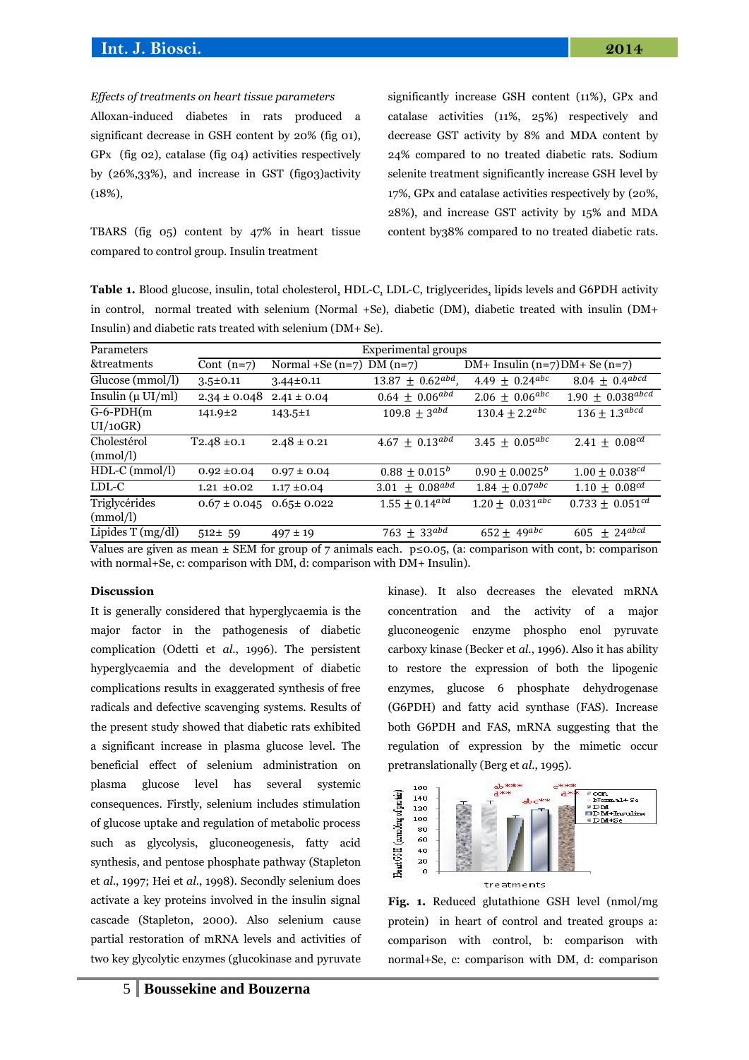*Effects of treatments on heart tissue parameters*

Alloxan-induced diabetes in rats produced a significant decrease in GSH content by 20% (fig 01), GPx (fig 02), catalase (fig 04) activities respectively by (26%,33%), and increase in GST (fig03)activity (18%),

TBARS (fig 05) content by 47% in heart tissue compared to control group. Insulin treatment significantly increase GSH content (11%), GPx and catalase activities (11%, 25%) respectively and decrease GST activity by 8% and MDA content by 24% compared to no treated diabetic rats. Sodium selenite treatment significantly increase GSH level by 17%, GPx and catalase activities respectively by (20%, 28%), and increase GST activity by 15% and MDA content by38% compared to no treated diabetic rats.

**Table 1.** Blood glucose, insulin, total cholesterol, HDL-C, LDL-C, triglycerides, lipids levels and G6PDH activity in control, normal treated with selenium (Normal +Se), diabetic (DM), diabetic treated with insulin (DM+ Insulin) and diabetic rats treated with selenium (DM+ Se).

| Parameters &treatments | Experimental groups | | | | |
|---|---|---|---|---|---|
| | Cont (n=7) | Normal +Se (n=7) | DM (n=7) | DM+ Insulin (n=7) | DM+ Se (n=7) |
| Glucose (mmol/l) | 3.5±0.11 | 3.44±0.11 | 13.87 ± 0.62$^{abd}$, | 4.49 ± 0.24$^{abc}$ | 8.04 ± 0.4$^{abcd}$ |
| Insulin (µ UI/ml) | 2.34 ± 0.048 | 2.41 ± 0.04 | 0.64 ± 0.06$^{abd}$ | 2.06 ± 0.06$^{abc}$ | 1.90 ± 0.038$^{abcd}$ |
| G-6-PDH(m UI/10GR) | 141.9±2 | 143.5±1 | 109.8 ± 3$^{abd}$ | 130.4 ± 2.2$^{abc}$ | 136 ± 1.3$^{abcd}$ |
| Cholestérol (mmol/l) | T2.48 ±0.1 | 2.48 ± 0.21 | 4.67 ± 0.13$^{abd}$ | 3.45 ± 0.05$^{abc}$ | 2.41 ± 0.08$^{cd}$ |
| HDL-C (mmol/l) | 0.92 ±0.04 | 0.97 ± 0.04 | 0.88 ± 0.015$^{b}$ | 0.90 ± 0.0025$^{b}$ | 1.00 ± 0.038$^{cd}$ |
| LDL-C | 1.21 ±0.02 | 1.17 ±0.04 | 3.01 ± 0.08$^{abd}$ | 1.84 ± 0.07$^{abc}$ | 1.10 ± 0.08$^{cd}$ |
| Triglycérides (mmol/l) | 0.67 ± 0.045 | 0.65± 0.022 | 1.55 ± 0.14$^{abd}$ | 1.20 ± 0.031$^{abc}$ | 0.733 ± 0.051$^{cd}$ |
| Lipides T (mg/dl) | 512± 59 | 497 ± 19 | 763 ± 33$^{abd}$ | 652 ± 49$^{abc}$ | 605 ± 24$^{abcd}$ |

Values are given as mean ± SEM for group of 7 animals each. p≤0.05, (a: comparison with cont, b: comparison with normal+Se, c: comparison with DM, d: comparison with DM+ Insulin).

## Discussion

It is generally considered that hyperglycaemia is the major factor in the pathogenesis of diabetic complication (Odetti et *al.*, 1996). The persistent hyperglycaemia and the development of diabetic complications results in exaggerated synthesis of free radicals and defective scavenging systems. Results of the present study showed that diabetic rats exhibited a significant increase in plasma glucose level. The beneficial effect of selenium administration on plasma glucose level has several systemic consequences. Firstly, selenium includes stimulation of glucose uptake and regulation of metabolic process such as glycolysis, gluconeogenesis, fatty acid synthesis, and pentose phosphate pathway (Stapleton et *al.*, 1997; Hei et *al.*, 1998). Secondly selenium does activate a key proteins involved in the insulin signal cascade (Stapleton, 2000). Also selenium cause partial restoration of mRNA levels and activities of two key glycolytic enzymes (glucokinase and pyruvate kinase). It also decreases the elevated mRNA concentration and the activity of a major gluconeogenic enzyme phospho enol pyruvate carboxy kinase (Becker et *al.*, 1996). Also it has ability to restore the expression of both the lipogenic enzymes, glucose 6 phosphate dehydrogenase (G6PDH) and fatty acid synthase (FAS). Increase both G6PDH and FAS, mRNA suggesting that the regulation of expression by the mimetic occur pretranslationally (Berg et *al.*, 1995).

**Fig. 1.** Reduced glutathione GSH level (nmol/mg protein) in heart of control and treated groups a: comparison with control, b: comparison with normal+Se, c: comparison with DM, d: comparison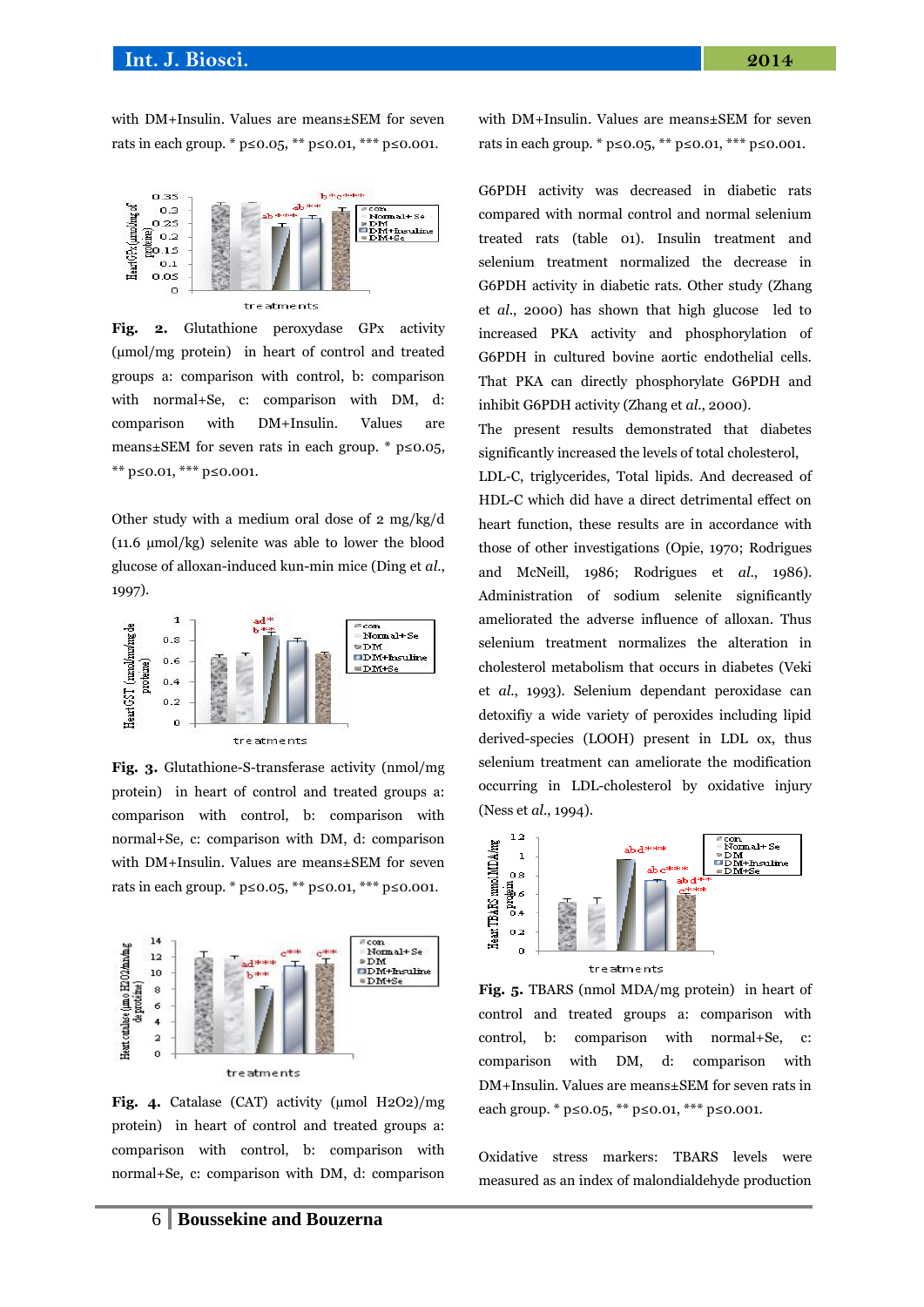with DM+Insulin. Values are means±SEM for seven rats in each group. * p≤0.05, ** p≤0.01, *** p≤0.001.

**Fig. 2.** Glutathione peroxydase GPx activity (µmol/mg protein) in heart of control and treated groups a: comparison with control, b: comparison with normal+Se, c: comparison with DM, d: comparison with DM+Insulin. Values are means±SEM for seven rats in each group. * p≤0.05, ** p≤0.01, *** p≤0.001.

Other study with a medium oral dose of 2 mg/kg/d (11.6 µmol/kg) selenite was able to lower the blood glucose of alloxan-induced kun-min mice (Ding et *al.*, 1997).

**Fig. 3.** Glutathione-S-transferase activity (nmol/mg protein) in heart of control and treated groups a: comparison with control, b: comparison with normal+Se, c: comparison with DM, d: comparison with DM+Insulin. Values are means±SEM for seven rats in each group. * p≤0.05, ** p≤0.01, *** p≤0.001.

**Fig. 4.** Catalase (CAT) activity (µmol $H_2O_2$)/mg protein) in heart of control and treated groups a: comparison with control, b: comparison with normal+Se, c: comparison with DM, d: comparison with DM+Insulin. Values are means±SEM for seven rats in each group. * p≤0.05, ** p≤0.01, *** p≤0.001.

G6PDH activity was decreased in diabetic rats compared with normal control and normal selenium treated rats (table 01). Insulin treatment and selenium treatment normalized the decrease in G6PDH activity in diabetic rats. Other study (Zhang et *al.*, 2000) has shown that high glucose led to increased PKA activity and phosphorylation of G6PDH in cultured bovine aortic endothelial cells. That PKA can directly phosphorylate G6PDH and inhibit G6PDH activity (Zhang et *al.*, 2000).

The present results demonstrated that diabetes significantly increased the levels of total cholesterol, LDL-C, triglycerides, Total lipids. And decreased of HDL-C which did have a direct detrimental effect on heart function, these results are in accordance with those of other investigations (Opie, 1970; Rodrigues and McNeill, 1986; Rodrigues et *al.*, 1986). Administration of sodium selenite significantly ameliorated the adverse influence of alloxan. Thus selenium treatment normalizes the alteration in cholesterol metabolism that occurs in diabetes (Veki et *al.*, 1993). Selenium dependant peroxidase can detoxifiy a wide variety of peroxides including lipid derived-species (LOOH) present in LDL ox, thus selenium treatment can ameliorate the modification occurring in LDL-cholesterol by oxidative injury (Ness et *al.*, 1994).

**Fig. 5.** TBARS (nmol MDA/mg protein) in heart of control and treated groups a: comparison with control, b: comparison with normal+Se, c: comparison with DM, d: comparison with DM+Insulin. Values are means±SEM for seven rats in each group. * p≤0.05, ** p≤0.01, *** p≤0.001.

Oxidative stress markers: TBARS levels were measured as an index of malondialdehyde production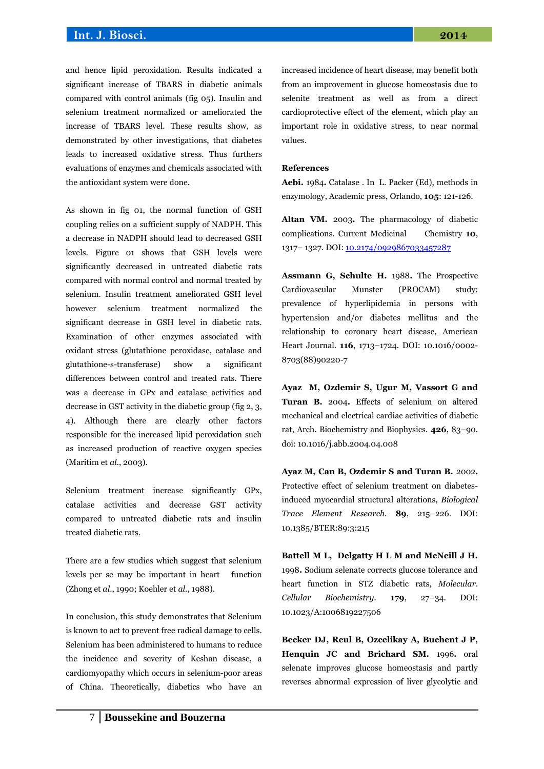and hence lipid peroxidation. Results indicated a significant increase of TBARS in diabetic animals compared with control animals (fig 05). Insulin and selenium treatment normalized or ameliorated the increase of TBARS level. These results show, as demonstrated by other investigations, that diabetes leads to increased oxidative stress. Thus furthers evaluations of enzymes and chemicals associated with the antioxidant system were done.

As shown in fig 01, the normal function of GSH coupling relies on a sufficient supply of NADPH. This a decrease in NADPH should lead to decreased GSH levels. Figure 01 shows that GSH levels were significantly decreased in untreated diabetic rats compared with normal control and normal treated by selenium. Insulin treatment ameliorated GSH level however selenium treatment normalized the significant decrease in GSH level in diabetic rats. Examination of other enzymes associated with oxidant stress (glutathione peroxidase, catalase and glutathione-s-transferase) show a significant differences between control and treated rats. There was a decrease in GPx and catalase activities and decrease in GST activity in the diabetic group (fig 2, 3, 4). Although there are clearly other factors responsible for the increased lipid peroxidation such as increased production of reactive oxygen species (Maritim et *al*., 2003).

Selenium treatment increase significantly GPx, catalase activities and decrease GST activity compared to untreated diabetic rats and insulin treated diabetic rats.

There are a few studies which suggest that selenium levels per se may be important in heart function (Zhong et *al*., 1990; Koehler et *al*., 1988).

In conclusion, this study demonstrates that Selenium is known to act to prevent free radical damage to cells. Selenium has been administered to humans to reduce the incidence and severity of Keshan disease, a cardiomyopathy which occurs in selenium-poor areas of China. Theoretically, diabetics who have an increased incidence of heart disease, may benefit both from an improvement in glucose homeostasis due to selenite treatment as well as from a direct cardioprotective effect of the element, which play an important role in oxidative stress, to near normal values.

**References**

**Aebi.** 1984**.** Catalase . In L. Packer (Ed), methods in enzymology, Academic press, Orlando, **105**: 121-126.

**Altan VM.** 2003**.** The pharmacology of diabetic complications. Current Medicinal Chemistry **10**, 1317– 1327. DOI: 10.2174/0929867033457287

**Assmann G, Schulte H.** 1988**.** The Prospective Cardiovascular Munster (PROCAM) study: prevalence of hyperlipidemia in persons with hypertension and/or diabetes mellitus and the relationship to coronary heart disease, American Heart Journal. **116**, 1713–1724. DOI: 10.1016/0002-8703(88)90220-7

**Ayaz M, Ozdemir S, Ugur M, Vassort G and Turan B.** 2004**.** Effects of selenium on altered mechanical and electrical cardiac activities of diabetic rat, Arch. Biochemistry and Biophysics. **426**, 83–90. doi: 10.1016/j.abb.2004.04.008

**Ayaz M, Can B, Ozdemir S and Turan B.** 2002**.** Protective effect of selenium treatment on diabetes-induced myocardial structural alterations, *Biological Trace Element Research*. **89**, 215–226. DOI: 10.1385/BTER:89:3:215

**Battell M L, Delgatty H L M and McNeill J H.** 1998**.** Sodium selenate corrects glucose tolerance and heart function in STZ diabetic rats, *Molecular. Cellular Biochemistry*. **179**, 27–34. DOI: 10.1023/A:1006819227506

**Becker DJ, Reul B, Ozcelikay A, Buchent J P, Henquin JC and Brichard SM.** 1996**.** oral selenate improves glucose homeostasis and partly reverses abnormal expression of liver glycolytic and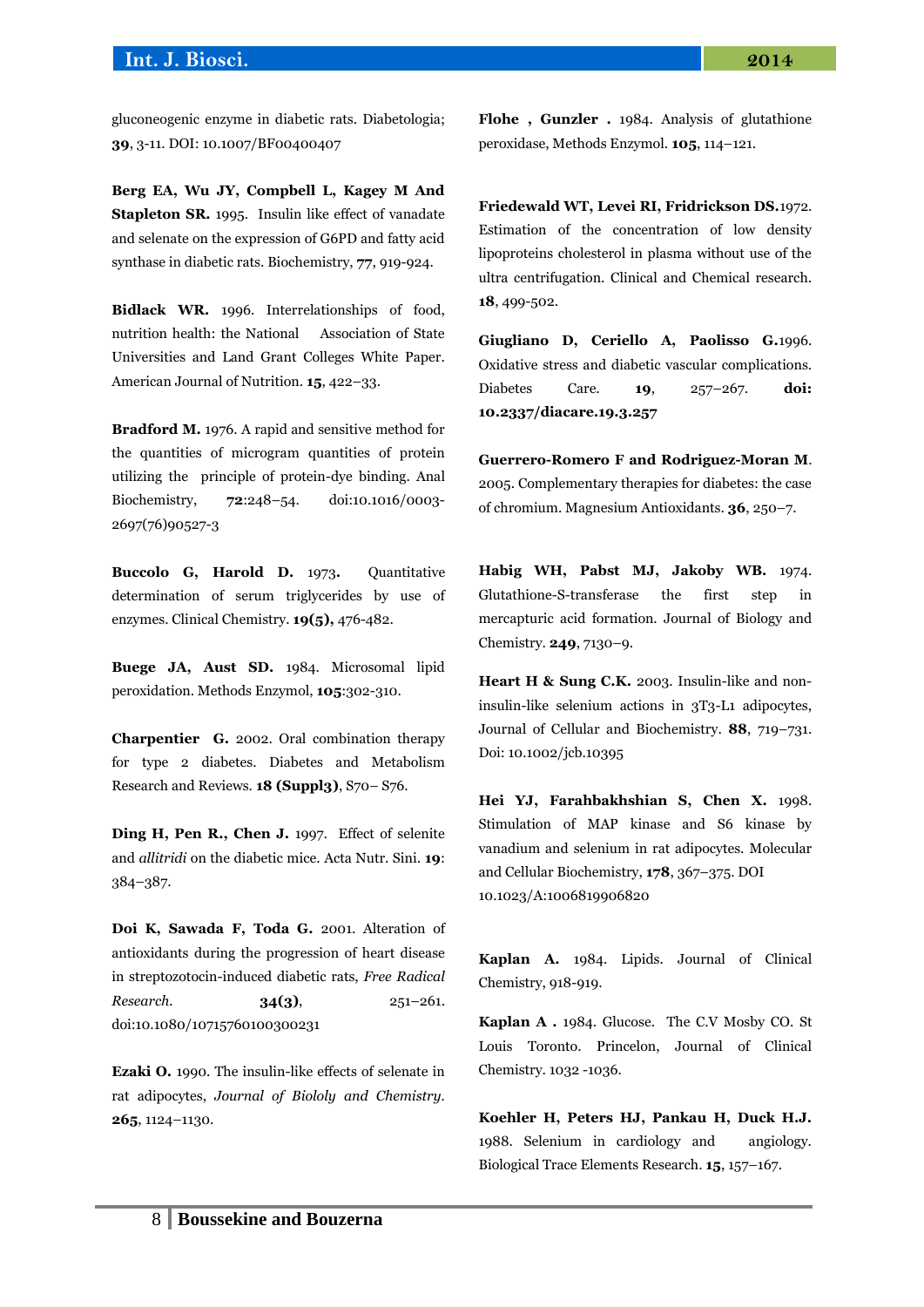gluconeogenic enzyme in diabetic rats. Diabetologia; **39**, 3-11. DOI: 10.1007/BF00400407

**Berg EA, Wu JY, Compbell L, Kagey M And Stapleton SR.** 1995. Insulin like effect of vanadate and selenate on the expression of G6PD and fatty acid synthase in diabetic rats. Biochemistry, **77**, 919-924.

**Bidlack WR.** 1996. Interrelationships of food, nutrition health: the National Association of State Universities and Land Grant Colleges White Paper. American Journal of Nutrition. **15**, 422–33.

**Bradford M.** 1976. A rapid and sensitive method for the quantities of microgram quantities of protein utilizing the principle of protein-dye binding. Anal Biochemistry, **72**:248–54. doi:10.1016/0003-2697(76)90527-3

**Buccolo G, Harold D.** 1973**.** Quantitative determination of serum triglycerides by use of enzymes. Clinical Chemistry. **19(5),** 476-482.

**Buege JA, Aust SD.** 1984. Microsomal lipid peroxidation. Methods Enzymol, **105**:302-310.

**Charpentier G.** 2002. Oral combination therapy for type 2 diabetes. Diabetes and Metabolism Research and Reviews. **18 (Suppl3)**, S70– S76.

**Ding H, Pen R., Chen J.** 1997. Effect of selenite and *allitridi* on the diabetic mice. Acta Nutr. Sini. **19**: 384–387.

**Doi K, Sawada F, Toda G.** 2001. Alteration of antioxidants during the progression of heart disease in streptozotocin-induced diabetic rats, *Free Radical Research.* **34(3)**, 251–261. doi:10.1080/10715760100300231

**Ezaki O.** 1990. The insulin-like effects of selenate in rat adipocytes, *Journal of Biololy and Chemistry.* **265**, 1124–1130.

**Flohe , Gunzler .** 1984. Analysis of glutathione peroxidase, Methods Enzymol. **105**, 114–121.

**Friedewald WT, Levei RI, Fridrickson DS.**1972. Estimation of the concentration of low density lipoproteins cholesterol in plasma without use of the ultra centrifugation. Clinical and Chemical research. **18**, 499-502.

**Giugliano D, Ceriello A, Paolisso G.**1996. Oxidative stress and diabetic vascular complications. Diabetes Care. **19**, 257–267. **doi: 10.2337/diacare.19.3.257**

**Guerrero-Romero F and Rodriguez-Moran M**. 2005. Complementary therapies for diabetes: the case of chromium. Magnesium Antioxidants. **36**, 250–7.

**Habig WH, Pabst MJ, Jakoby WB.** 1974. Glutathione-S-transferase the first step in mercapturic acid formation. Journal of Biology and Chemistry. **249**, 7130–9.

**Heart H & Sung C.K.** 2003. Insulin-like and non-insulin-like selenium actions in 3T3-L1 adipocytes, Journal of Cellular and Biochemistry. **88**, 719–731. Doi: 10.1002/jcb.10395

**Hei YJ, Farahbakhshian S, Chen X.** 1998. Stimulation of MAP kinase and S6 kinase by vanadium and selenium in rat adipocytes. Molecular and Cellular Biochemistry, **178**, 367–375. DOI 10.1023/A:1006819906820

**Kaplan A.** 1984. Lipids. Journal of Clinical Chemistry, 918-919.

**Kaplan A .** 1984. Glucose. The C.V Mosby CO. St Louis Toronto. Princelon, Journal of Clinical Chemistry. 1032 -1036.

**Koehler H, Peters HJ, Pankau H, Duck H.J.** 1988. Selenium in cardiology and angiology. Biological Trace Elements Research. **15**, 157–167.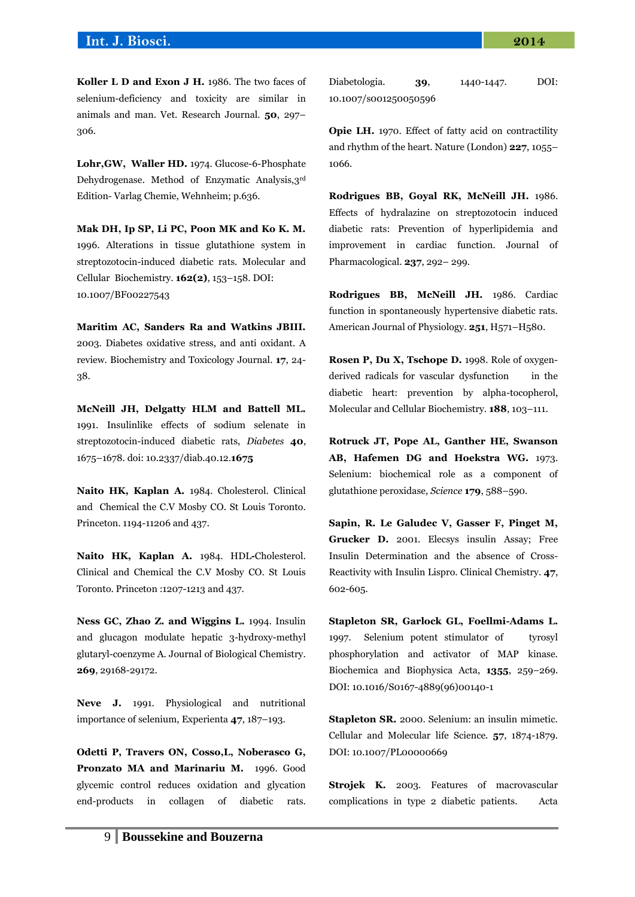**Koller L D and Exon J H.** 1986. The two faces of selenium-deficiency and toxicity are similar in animals and man. Vet. Research Journal. **50**, 297–306.

**Lohr,GW, Waller HD.** 1974. Glucose-6-Phosphate Dehydrogenase. Method of Enzymatic Analysis,3rd Edition- Varlag Chemie, Wehnheim; p.636.

**Mak DH, Ip SP, Li PC, Poon MK and Ko K. M.** 1996. Alterations in tissue glutathione system in streptozotocin-induced diabetic rats. Molecular and Cellular Biochemistry. **162(2)**, 153–158. DOI: 10.1007/BF00227543

**Maritim AC, Sanders Ra and Watkins JBIII.** 2003. Diabetes oxidative stress, and anti oxidant. A review. Biochemistry and Toxicology Journal. **17**, 24-38.

**McNeill JH, Delgatty HLM and Battell ML.** 1991. Insulinlike effects of sodium selenate in streptozotocin-induced diabetic rats, *Diabetes* **40**, 1675–1678. doi: 10.2337/diab.40.12.**1675**

**Naito HK, Kaplan A.** 1984. Cholesterol. Clinical and Chemical the C.V Mosby CO. St Louis Toronto. Princeton. 1194-11206 and 437.

**Naito HK, Kaplan A.** 1984. HDL-Cholesterol. Clinical and Chemical the C.V Mosby CO. St Louis Toronto. Princeton :1207-1213 and 437.

**Ness GC, Zhao Z. and Wiggins L.** 1994. Insulin and glucagon modulate hepatic 3-hydroxy-methyl glutaryl-coenzyme A. Journal of Biological Chemistry. **269**, 29168-29172.

**Neve J.** 1991. Physiological and nutritional importance of selenium, Experienta **47**, 187–193.

**Odetti P, Travers ON, Cosso,L, Noberasco G, Pronzato MA and Marinariu M.** 1996. Good glycemic control reduces oxidation and glycation end-products in collagen of diabetic rats. Diabetologia. **39**, 1440-1447. DOI: 10.1007/s001250050596

**Opie LH.** 1970. Effect of fatty acid on contractility and rhythm of the heart. Nature (London) **227**, 1055–1066.

**Rodrigues BB, Goyal RK, McNeill JH.** 1986. Effects of hydralazine on streptozotocin induced diabetic rats: Prevention of hyperlipidemia and improvement in cardiac function. Journal of Pharmacological. **237**, 292– 299.

**Rodrigues BB, McNeill JH.** 1986. Cardiac function in spontaneously hypertensive diabetic rats. American Journal of Physiology. **251**, H571–H580.

**Rosen P, Du X, Tschope D.** 1998. Role of oxygen-derived radicals for vascular dysfunction in the diabetic heart: prevention by alpha-tocopherol, Molecular and Cellular Biochemistry. **188**, 103–111.

**Rotruck JT, Pope AL, Ganther HE, Swanson AB, Hafemen DG and Hoekstra WG.** 1973. Selenium: biochemical role as a component of glutathione peroxidase, *Science* **179**, 588–590.

**Sapin, R. Le Galudec V, Gasser F, Pinget M, Grucker D.** 2001. Elecsys insulin Assay; Free Insulin Determination and the absence of Cross-Reactivity with Insulin Lispro. Clinical Chemistry. **47**, 602-605.

**Stapleton SR, Garlock GL, Foellmi-Adams L.** 1997. Selenium potent stimulator of tyrosyl phosphorylation and activator of MAP kinase. Biochemica and Biophysica Acta, **1355**, 259–269. DOI: 10.1016/S0167-4889(96)00140-1

**Stapleton SR.** 2000. Selenium: an insulin mimetic. Cellular and Molecular life Science. **57**, 1874-1879. DOI: 10.1007/PL00000669

**Strojek K.** 2003. Features of macrovascular complications in type 2 diabetic patients. Acta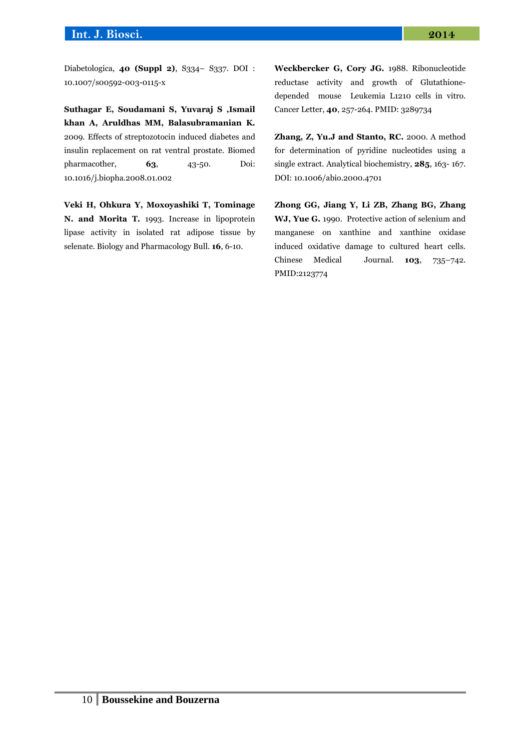Diabetologica, **40 (Suppl 2)**, S334– S337. DOI : 10.1007/s00592-003-0115-x

**Suthagar E, Soudamani S, Yuvaraj S ,Ismail khan A, Aruldhas MM, Balasubramanian K.** 2009. Effects of streptozotocin induced diabetes and insulin replacement on rat ventral prostate. Biomed pharmacother, **63**, 43-50. Doi: 10.1016/j.biopha.2008.01.002

**Veki H, Ohkura Y, Moxoyashiki T, Tominage N. and Morita T.** 1993. Increase in lipoprotein lipase activity in isolated rat adipose tissue by selenate. Biology and Pharmacology Bull. **16**, 6-10.

**Weckbercker G, Cory JG.** 1988. Ribonucleotide reductase activity and growth of Glutathione-depended mouse Leukemia L1210 cells in vitro. Cancer Letter, **40**, 257-264. PMID: 3289734

**Zhang, Z, Yu.J and Stanto, RC.** 2000. A method for determination of pyridine nucleotides using a single extract. Analytical biochemistry, **285**, 163- 167. DOI: 10.1006/abio.2000.4701

**Zhong GG, Jiang Y, Li ZB, Zhang BG, Zhang WJ, Yue G.** 1990. Protective action of selenium and manganese on xanthine and xanthine oxidase induced oxidative damage to cultured heart cells. Chinese Medical Journal. **103**, 735–742. PMID:2123774